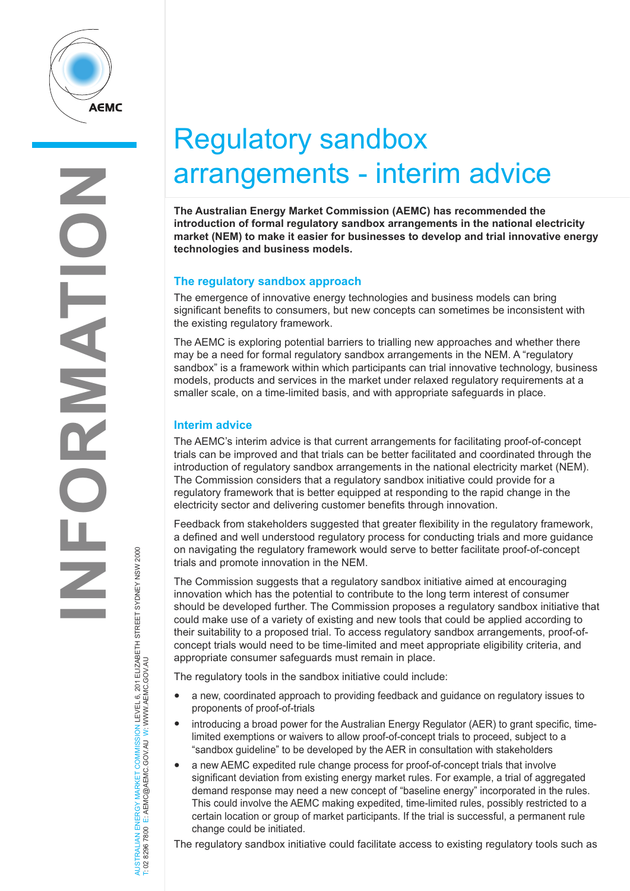# Regulatory sandbox arrangements - interim advice

**The Australian Energy Market Commission (AEMC) has recommended the introduction of formal regulatory sandbox arrangements in the national electricity market (NEM) to make it easier for businesses to develop and trial innovative energy technologies and business models.**

## The regulatory sandbox approach

The emergence of innovative energy technologies and business models can bring significant benefits to consumers, but new concepts can sometimes be inconsistent with the existing regulatory framework.

The AEMC is exploring potential barriers to trialling new approaches and whether there may be a need for formal regulatory sandbox arrangements in the NEM. A "regulatory sandbox" is a framework within which participants can trial innovative technology, business models, products and services in the market under relaxed regulatory requirements at a smaller scale, on a time-limited basis, and with appropriate safeguards in place.

## Interim advice

The AEMC's interim advice is that current arrangements for facilitating proof-of-concept trials can be improved and that trials can be better facilitated and coordinated through the introduction of regulatory sandbox arrangements in the national electricity market (NEM). The Commission considers that a regulatory sandbox initiative could provide for a regulatory framework that is better equipped at responding to the rapid change in the electricity sector and delivering customer benefits through innovation.

Feedback from stakeholders suggested that greater flexibility in the regulatory framework, a defined and well understood regulatory process for conducting trials and more guidance on navigating the regulatory framework would serve to better facilitate proof-of-concept trials and promote innovation in the NEM.

The Commission suggests that a regulatory sandbox initiative aimed at encouraging innovation which has the potential to contribute to the long term interest of consumer should be developed further. The Commission proposes a regulatory sandbox initiative that could make use of a variety of existing and new tools that could be applied according to their suitability to a proposed trial. To access regulatory sandbox arrangements, proof-of-concept trials would need to be time-limited and meet appropriate eligibility criteria, and appropriate consumer safeguards must remain in place.

The regulatory tools in the sandbox initiative could include:

- a new, coordinated approach to providing feedback and guidance on regulatory issues to proponents of proof-of-trials
- introducing a broad power for the Australian Energy Regulator (AER) to grant specific, time-limited exemptions or waivers to allow proof-of-concept trials to proceed, subject to a "sandbox guideline" to be developed by the AER in consultation with stakeholders
- a new AEMC expedited rule change process for proof-of-concept trials that involve significant deviation from existing energy market rules. For example, a trial of aggregated demand response may need a new concept of "baseline energy" incorporated in the rules. This could involve the AEMC making expedited, time-limited rules, possibly restricted to a certain location or group of market participants. If the trial is successful, a permanent rule change could be initiated.

The regulatory sandbox initiative could facilitate access to existing regulatory tools such as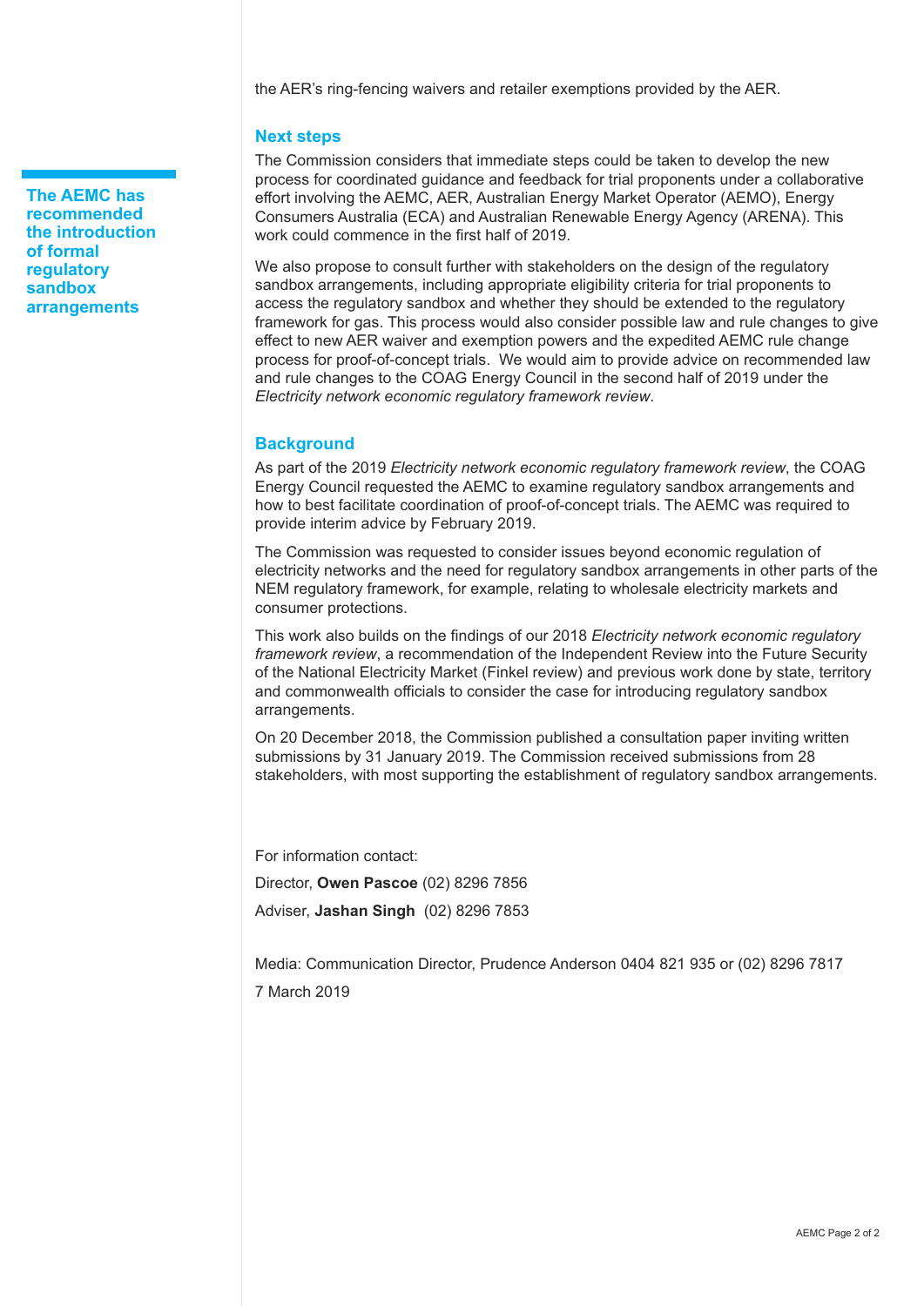the AER's ring-fencing waivers and retailer exemptions provided by the AER.

## Next steps

**The AEMC has recommended the introduction of formal regulatory sandbox arrangements**

The Commission considers that immediate steps could be taken to develop the new process for coordinated guidance and feedback for trial proponents under a collaborative effort involving the AEMC, AER, Australian Energy Market Operator (AEMO), Energy Consumers Australia (ECA) and Australian Renewable Energy Agency (ARENA). This work could commence in the first half of 2019.

We also propose to consult further with stakeholders on the design of the regulatory sandbox arrangements, including appropriate eligibility criteria for trial proponents to access the regulatory sandbox and whether they should be extended to the regulatory framework for gas. This process would also consider possible law and rule changes to give effect to new AER waiver and exemption powers and the expedited AEMC rule change process for proof-of-concept trials. We would aim to provide advice on recommended law and rule changes to the COAG Energy Council in the second half of 2019 under the *Electricity network economic regulatory framework review*.

## Background

As part of the 2019 *Electricity network economic regulatory framework review*, the COAG Energy Council requested the AEMC to examine regulatory sandbox arrangements and how to best facilitate coordination of proof-of-concept trials. The AEMC was required to provide interim advice by February 2019.

The Commission was requested to consider issues beyond economic regulation of electricity networks and the need for regulatory sandbox arrangements in other parts of the NEM regulatory framework, for example, relating to wholesale electricity markets and consumer protections.

This work also builds on the findings of our 2018 *Electricity network economic regulatory framework review*, a recommendation of the Independent Review into the Future Security of the National Electricity Market (Finkel review) and previous work done by state, territory and commonwealth officials to consider the case for introducing regulatory sandbox arrangements.

On 20 December 2018, the Commission published a consultation paper inviting written submissions by 31 January 2019. The Commission received submissions from 28 stakeholders, with most supporting the establishment of regulatory sandbox arrangements.

For information contact:

Director, **Owen Pascoe** (02) 8296 7856

Adviser, **Jashan Singh** (02) 8296 7853

Media: Communication Director, Prudence Anderson 0404 821 935 or (02) 8296 7817

7 March 2019